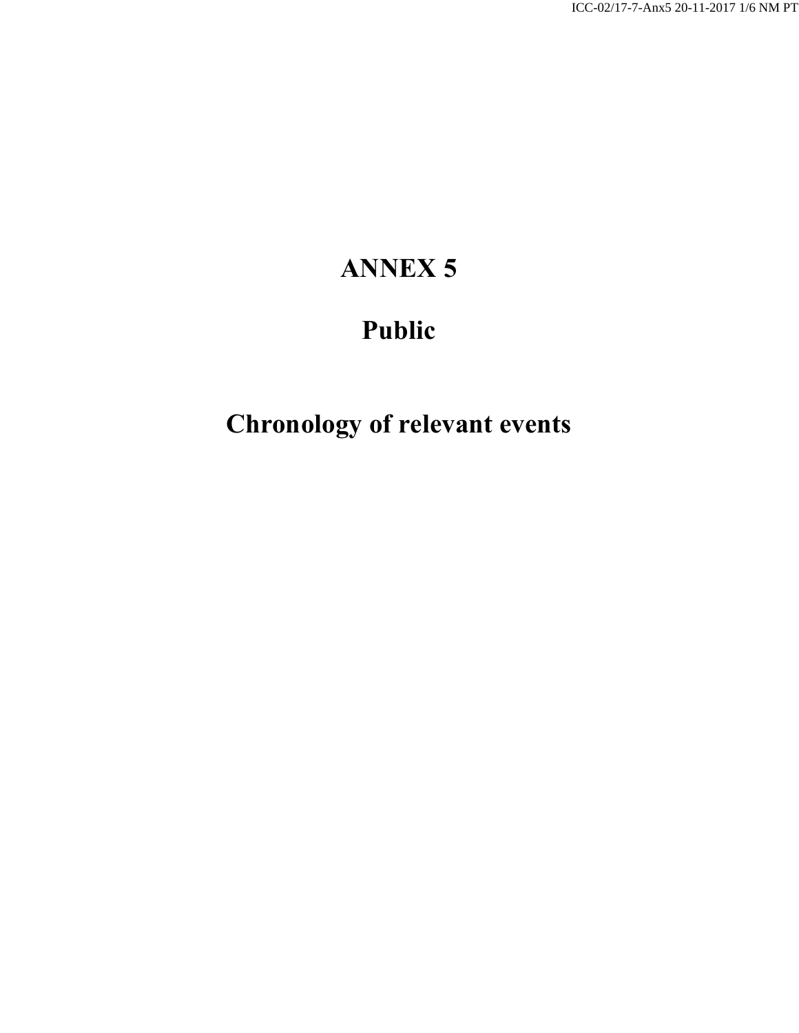# ANNEX 5

## Public

## Chronology of relevant events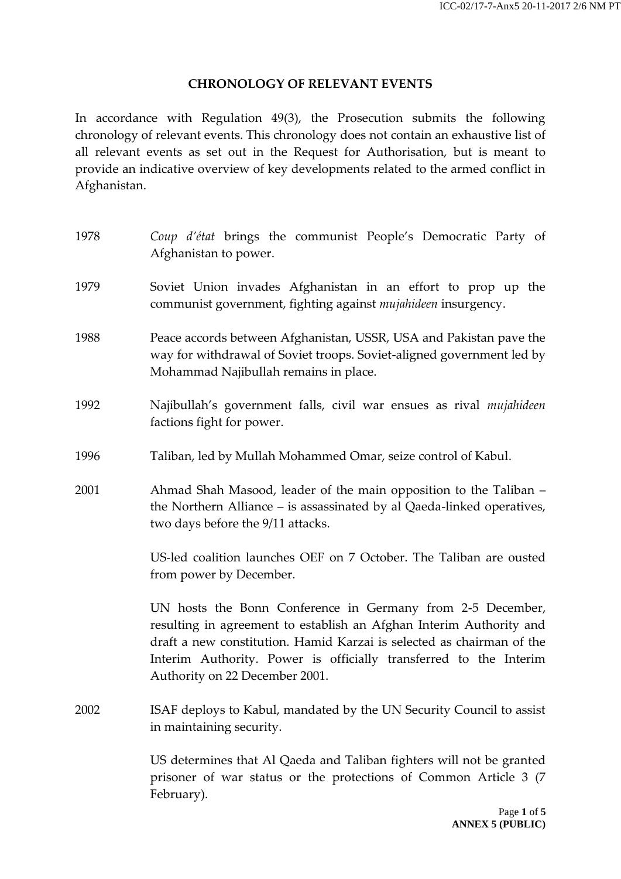**CHRONOLOGY OF RELEVANT EVENTS**

In accordance with Regulation 49(3), the Prosecution submits the following chronology of relevant events. This chronology does not contain an exhaustive list of all relevant events as set out in the Request for Authorisation, but is meant to provide an indicative overview of key developments related to the armed conflict in Afghanistan.

| | |
|---|---|
| 1978 | *Coup d'état* brings the communist People's Democratic Party of Afghanistan to power. |
| 1979 | Soviet Union invades Afghanistan in an effort to prop up the communist government, fighting against *mujahideen* insurgency. |
| 1988 | Peace accords between Afghanistan, USSR, USA and Pakistan pave the way for withdrawal of Soviet troops. Soviet-aligned government led by Mohammad Najibullah remains in place. |
| 1992 | Najibullah's government falls, civil war ensues as rival *mujahideen* factions fight for power. |
| 1996 | Taliban, led by Mullah Mohammed Omar, seize control of Kabul. |
| 2001 | Ahmad Shah Masood, leader of the main opposition to the Taliban – the Northern Alliance – is assassinated by al Qaeda-linked operatives, two days before the 9/11 attacks. |
| | US-led coalition launches OEF on 7 October. The Taliban are ousted from power by December. |
| | UN hosts the Bonn Conference in Germany from 2-5 December, resulting in agreement to establish an Afghan Interim Authority and draft a new constitution. Hamid Karzai is selected as chairman of the Interim Authority. Power is officially transferred to the Interim Authority on 22 December 2001. |
| 2002 | ISAF deploys to Kabul, mandated by the UN Security Council to assist in maintaining security. |
| | US determines that Al Qaeda and Taliban fighters will not be granted prisoner of war status or the protections of Common Article 3 (7 February). |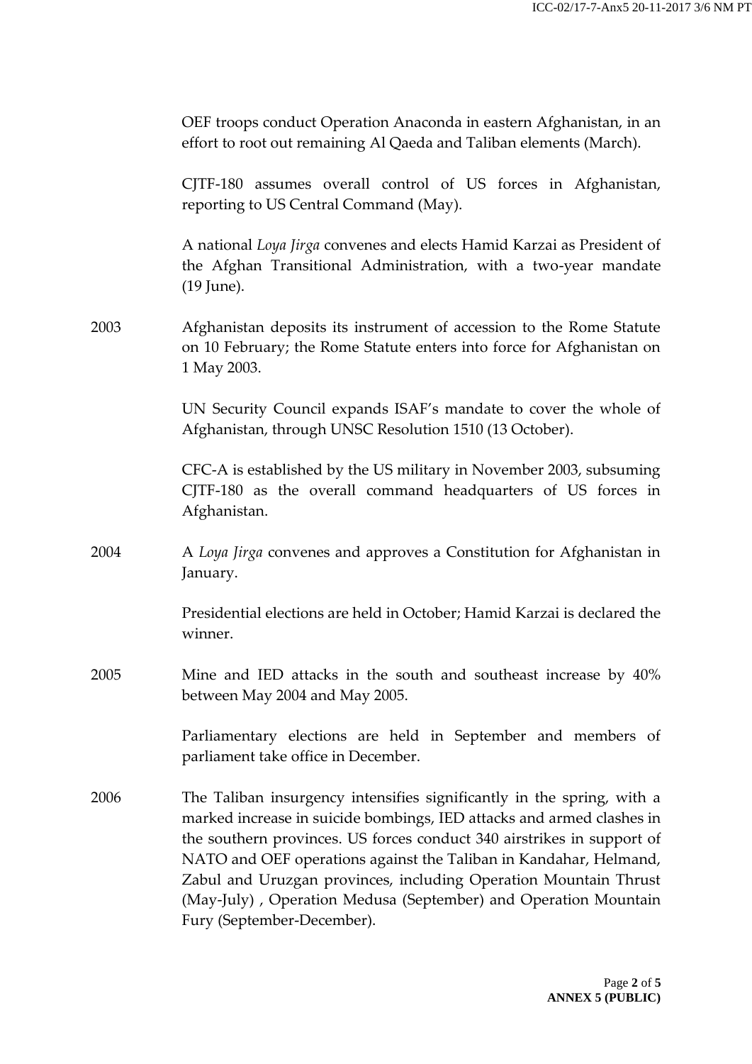OEF troops conduct Operation Anaconda in eastern Afghanistan, in an effort to root out remaining Al Qaeda and Taliban elements (March).

CJTF-180 assumes overall control of US forces in Afghanistan, reporting to US Central Command (May).

A national *Loya Jirga* convenes and elects Hamid Karzai as President of the Afghan Transitional Administration, with a two-year mandate (19 June).

2003 Afghanistan deposits its instrument of accession to the Rome Statute on 10 February; the Rome Statute enters into force for Afghanistan on 1 May 2003.

UN Security Council expands ISAF's mandate to cover the whole of Afghanistan, through UNSC Resolution 1510 (13 October).

CFC-A is established by the US military in November 2003, subsuming CJTF-180 as the overall command headquarters of US forces in Afghanistan.

2004 A *Loya Jirga* convenes and approves a Constitution for Afghanistan in January.

Presidential elections are held in October; Hamid Karzai is declared the winner.

2005 Mine and IED attacks in the south and southeast increase by 40% between May 2004 and May 2005.

Parliamentary elections are held in September and members of parliament take office in December.

2006 The Taliban insurgency intensifies significantly in the spring, with a marked increase in suicide bombings, IED attacks and armed clashes in the southern provinces. US forces conduct 340 airstrikes in support of NATO and OEF operations against the Taliban in Kandahar, Helmand, Zabul and Uruzgan provinces, including Operation Mountain Thrust (May-July) , Operation Medusa (September) and Operation Mountain Fury (September-December).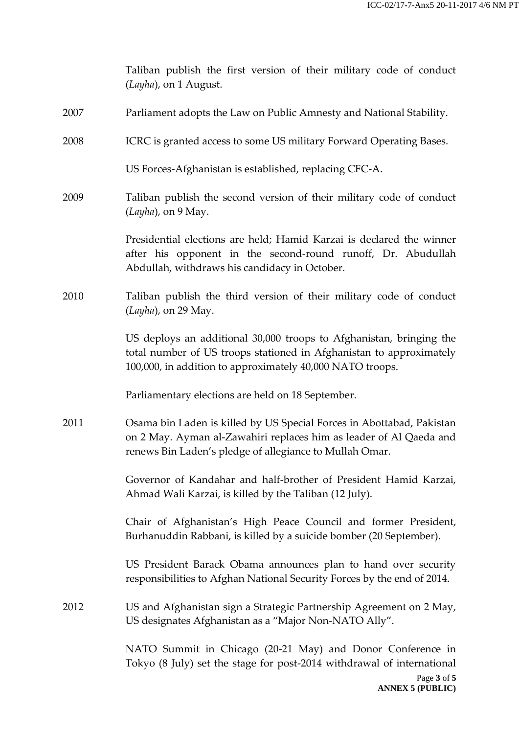Taliban publish the first version of their military code of conduct (*Layha*), on 1 August.

2007 Parliament adopts the Law on Public Amnesty and National Stability.

2008 ICRC is granted access to some US military Forward Operating Bases.

US Forces-Afghanistan is established, replacing CFC-A.

2009 Taliban publish the second version of their military code of conduct (*Layha*), on 9 May.

Presidential elections are held; Hamid Karzai is declared the winner after his opponent in the second-round runoff, Dr. Abudullah Abdullah, withdraws his candidacy in October.

2010 Taliban publish the third version of their military code of conduct (*Layha*), on 29 May.

US deploys an additional 30,000 troops to Afghanistan, bringing the total number of US troops stationed in Afghanistan to approximately 100,000, in addition to approximately 40,000 NATO troops.

Parliamentary elections are held on 18 September.

2011 Osama bin Laden is killed by US Special Forces in Abottabad, Pakistan on 2 May. Ayman al-Zawahiri replaces him as leader of Al Qaeda and renews Bin Laden's pledge of allegiance to Mullah Omar.

Governor of Kandahar and half-brother of President Hamid Karzai, Ahmad Wali Karzai, is killed by the Taliban (12 July).

Chair of Afghanistan's High Peace Council and former President, Burhanuddin Rabbani, is killed by a suicide bomber (20 September).

US President Barack Obama announces plan to hand over security responsibilities to Afghan National Security Forces by the end of 2014.

2012 US and Afghanistan sign a Strategic Partnership Agreement on 2 May, US designates Afghanistan as a "Major Non-NATO Ally".

NATO Summit in Chicago (20-21 May) and Donor Conference in Tokyo (8 July) set the stage for post-2014 withdrawal of international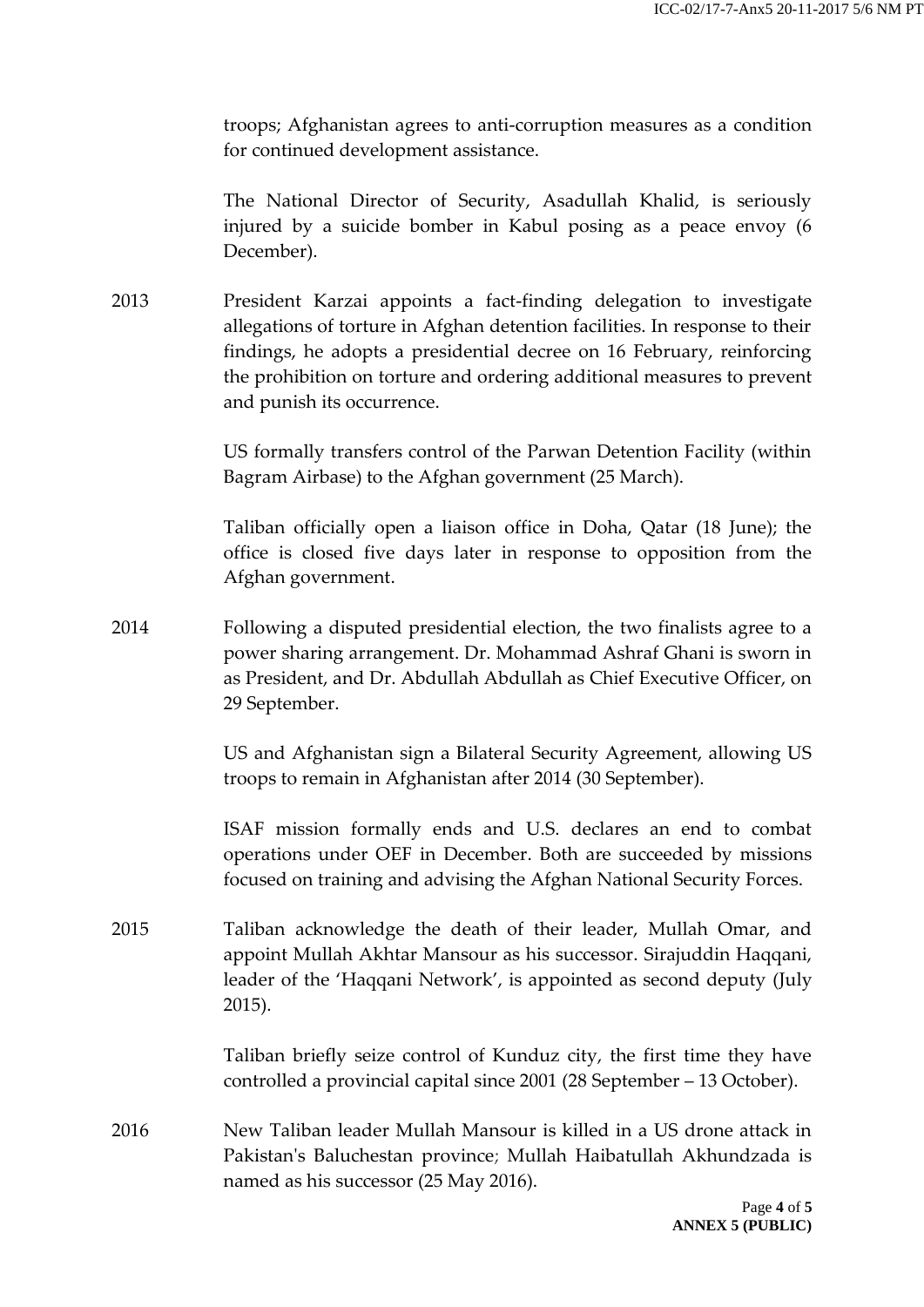troops; Afghanistan agrees to anti-corruption measures as a condition for continued development assistance.

The National Director of Security, Asadullah Khalid, is seriously injured by a suicide bomber in Kabul posing as a peace envoy (6 December).

| | |
|---|---|
| 2013 | President Karzai appoints a fact-finding delegation to investigate allegations of torture in Afghan detention facilities. In response to their findings, he adopts a presidential decree on 16 February, reinforcing the prohibition on torture and ordering additional measures to prevent and punish its occurrence. |
| | US formally transfers control of the Parwan Detention Facility (within Bagram Airbase) to the Afghan government (25 March). |
| | Taliban officially open a liaison office in Doha, Qatar (18 June); the office is closed five days later in response to opposition from the Afghan government. |
| 2014 | Following a disputed presidential election, the two finalists agree to a power sharing arrangement. Dr. Mohammad Ashraf Ghani is sworn in as President, and Dr. Abdullah Abdullah as Chief Executive Officer, on 29 September. |
| | US and Afghanistan sign a Bilateral Security Agreement, allowing US troops to remain in Afghanistan after 2014 (30 September). |
| | ISAF mission formally ends and U.S. declares an end to combat operations under OEF in December. Both are succeeded by missions focused on training and advising the Afghan National Security Forces. |
| 2015 | Taliban acknowledge the death of their leader, Mullah Omar, and appoint Mullah Akhtar Mansour as his successor. Sirajuddin Haqqani, leader of the 'Haqqani Network', is appointed as second deputy (July 2015). |
| | Taliban briefly seize control of Kunduz city, the first time they have controlled a provincial capital since 2001 (28 September – 13 October). |
| 2016 | New Taliban leader Mullah Mansour is killed in a US drone attack in Pakistan's Baluchestan province; Mullah Haibatullah Akhundzada is named as his successor (25 May 2016). |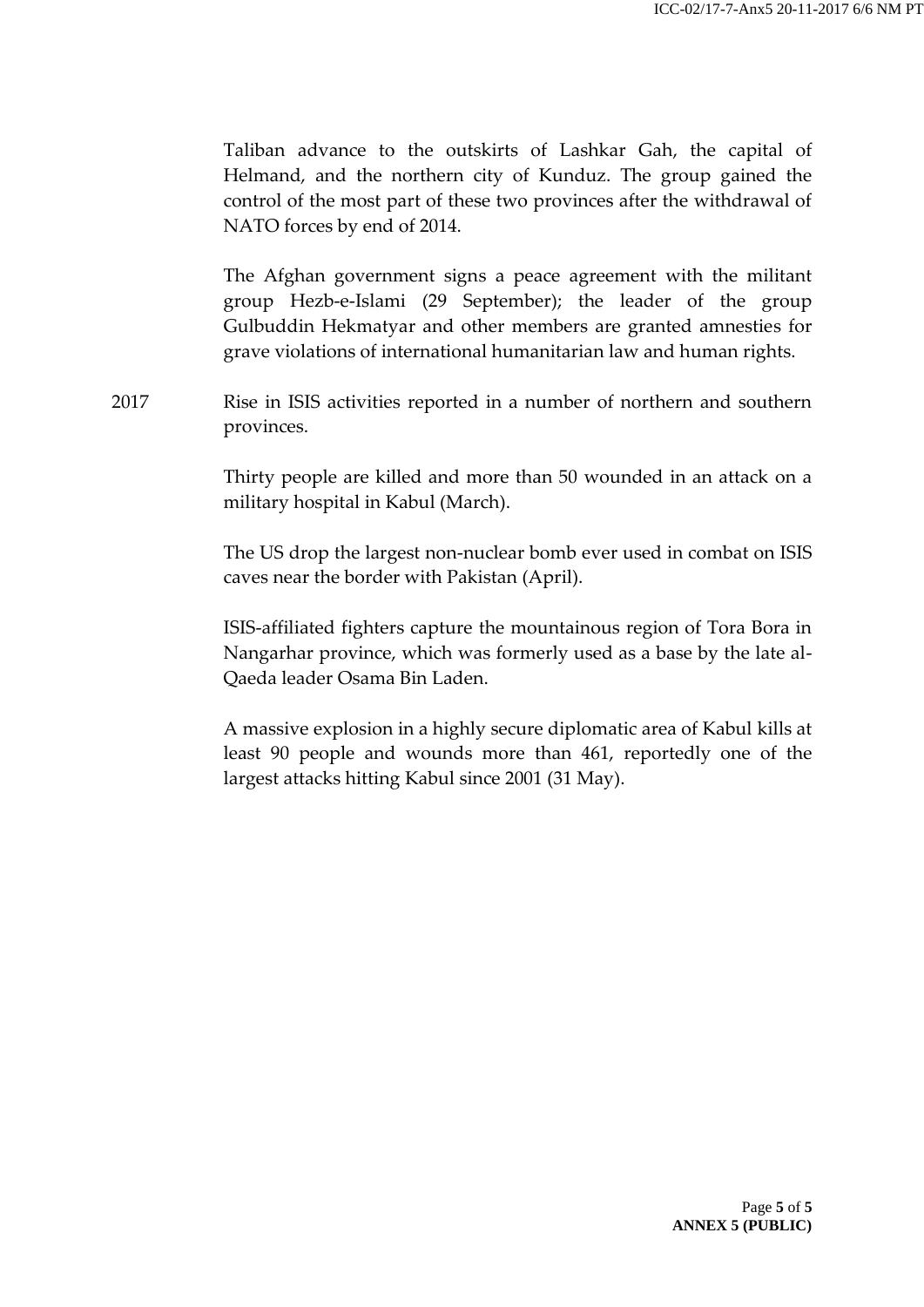Taliban advance to the outskirts of Lashkar Gah, the capital of Helmand, and the northern city of Kunduz. The group gained the control of the most part of these two provinces after the withdrawal of NATO forces by end of 2014.

The Afghan government signs a peace agreement with the militant group Hezb-e-Islami (29 September); the leader of the group Gulbuddin Hekmatyar and other members are granted amnesties for grave violations of international humanitarian law and human rights.

2017 Rise in ISIS activities reported in a number of northern and southern provinces.

Thirty people are killed and more than 50 wounded in an attack on a military hospital in Kabul (March).

The US drop the largest non-nuclear bomb ever used in combat on ISIS caves near the border with Pakistan (April).

ISIS-affiliated fighters capture the mountainous region of Tora Bora in Nangarhar province, which was formerly used as a base by the late al-Qaeda leader Osama Bin Laden.

A massive explosion in a highly secure diplomatic area of Kabul kills at least 90 people and wounds more than 461, reportedly one of the largest attacks hitting Kabul since 2001 (31 May).

**ANNEX 5 (PUBLIC)**